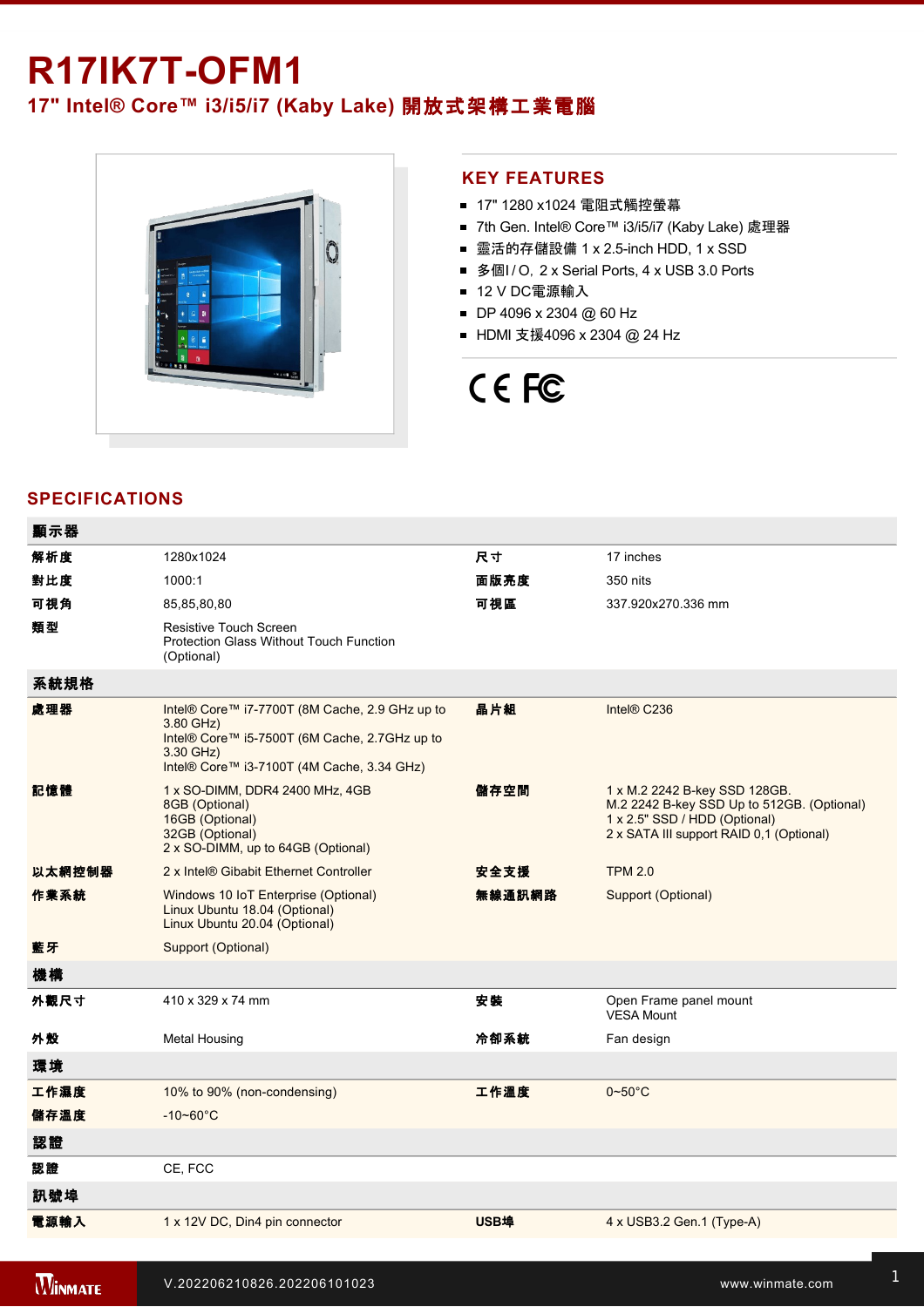# R17IK7T-OFM1

## 17" Intel® Core™ i3/i5/i7 (Kaby Lake) 開放式架構工業電腦

## KEY FEATURES

- 17" 1280 x1024 電阻式觸控螢幕
- 7th Gen. Intel® Core™ i3/i5/i7 (Kaby Lake) 處理器
- 靈活的存儲設備 1 x 2.5-inch HDD, 1 x SSD
- 多個I / O，2 x Serial Ports, 4 x USB 3.0 Ports
- 12 V DC電源輸入
- DP 4096 x 2304 @ 60 Hz
- HDMI 支援4096 x 2304 @ 24 Hz

## SPECIFICATIONS

| 顯示器 | | | |
|---|---|---|---|
| 解析度 | 1280x1024 | 尺寸 | 17 inches |
| 對比度 | 1000:1 | 面版亮度 | 350 nits |
| 可視角 | 85,85,80,80 | 可視區 | 337.920x270.336 mm |
| 類型 | Resistive Touch Screen<br>Protection Glass Without Touch Function (Optional) | | |
| **系統規格** | | | |
| 處理器 | Intel® Core™ i7-7700T (8M Cache, 2.9 GHz up to 3.80 GHz)<br>Intel® Core™ i5-7500T (6M Cache, 2.7GHz up to 3.30 GHz)<br>Intel® Core™ i3-7100T (4M Cache, 3.34 GHz) | 晶片組 | Intel® C236 |
| 記憶體 | 1 x SO-DIMM, DDR4 2400 MHz, 4GB<br>8GB (Optional)<br>16GB (Optional)<br>32GB (Optional)<br>2 x SO-DIMM, up to 64GB (Optional) | 儲存空間 | 1 x M.2 2242 B-key SSD 128GB.<br>M.2 2242 B-key SSD Up to 512GB. (Optional)<br>1 x 2.5" SSD / HDD (Optional)<br>2 x SATA III support RAID 0,1 (Optional) |
| 以太網控制器 | 2 x Intel® Gibabit Ethernet Controller | 安全支援 | TPM 2.0 |
| 作業系統 | Windows 10 IoT Enterprise (Optional)<br>Linux Ubuntu 18.04 (Optional)<br>Linux Ubuntu 20.04 (Optional) | 無線通訊網路 | Support (Optional) |
| 藍牙 | Support (Optional) | | |
| **機構** | | | |
| 外觀尺寸 | 410 x 329 x 74 mm | 安裝 | Open Frame panel mount<br>VESA Mount |
| 外殼 | Metal Housing | 冷卻系統 | Fan design |
| **環境** | | | |
| 工作濕度 | 10% to 90% (non-condensing) | 工作溫度 | 0~50°C |
| 儲存溫度 | -10~60°C | | |
| **認證** | | | |
| 認證 | CE, FCC | | |
| **訊號埠** | | | |
| 電源輸入 | 1 x 12V DC, Din4 pin connector | USB埠 | 4 x USB3.2 Gen.1 (Type-A) |

V.202206210826.202206101023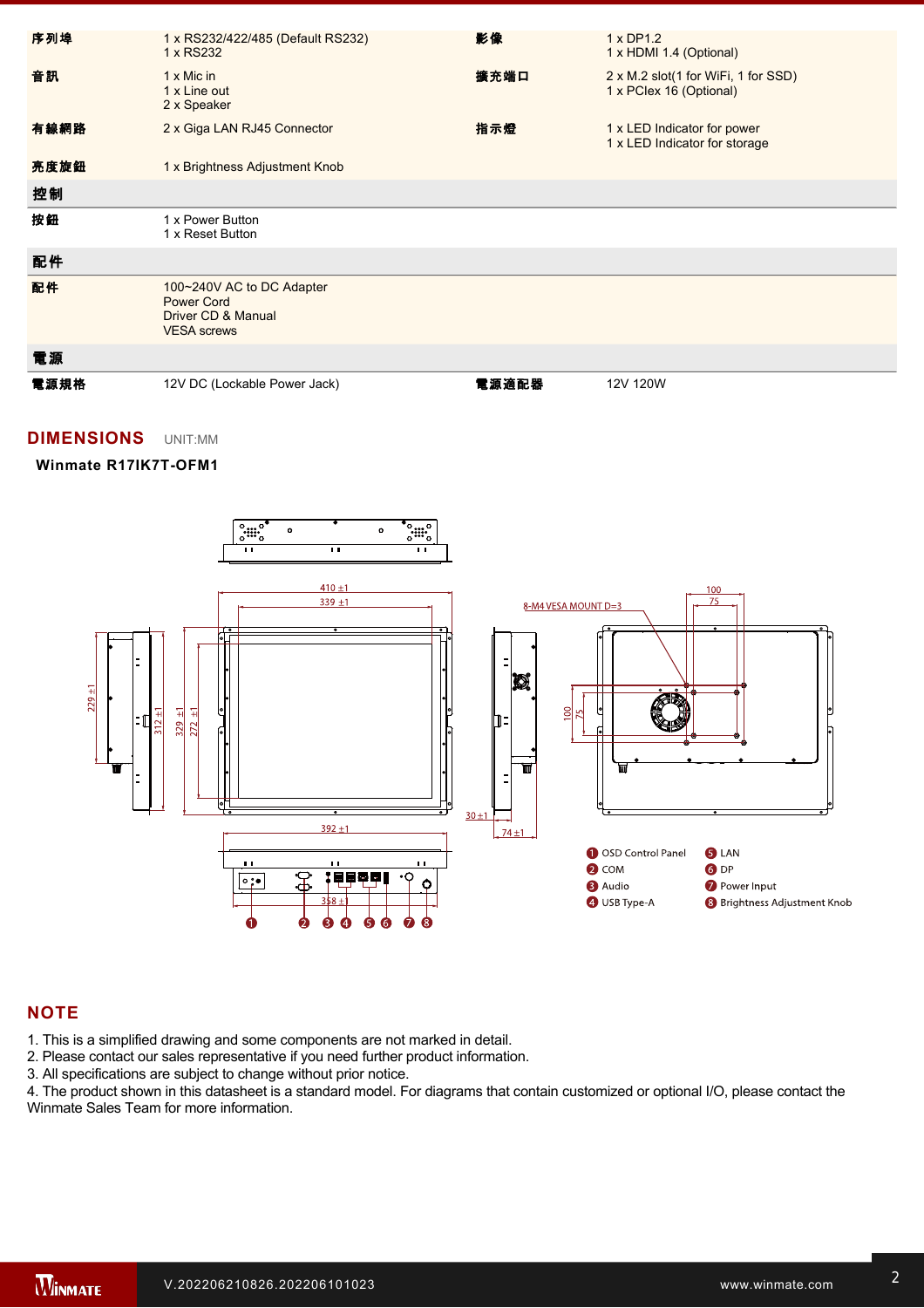| | | | |
|---|---|---|---|
| 序列埠 | 1 x RS232/422/485 (Default RS232)<br>1 x RS232 | 影像 | 1 x DP1.2<br>1 x HDMI 1.4 (Optional) |
| 音訊 | 1 x Mic in<br>1 x Line out<br>2 x Speaker | 擴充端口 | 2 x M.2 slot(1 for WiFi, 1 for SSD)<br>1 x PCIex 16 (Optional) |
| 有線網路 | 2 x Giga LAN RJ45 Connector | 指示燈 | 1 x LED Indicator for power<br>1 x LED Indicator for storage |
| 亮度旋鈕 | 1 x Brightness Adjustment Knob | | |

## 控制

| | |
|---|---|
| 按鈕 | 1 x Power Button<br>1 x Reset Button |

## 配件

| | |
|---|---|
| 配件 | 100~240V AC to DC Adapter<br>Power Cord<br>Driver CD & Manual<br>VESA screws |

## 電源

| | | | |
|---|---|---|---|
| 電源規格 | 12V DC (Lockable Power Jack) | 電源適配器 | 12V 120W |

## DIMENSIONS UNIT:MM

**Winmate R17IK7T-OFM1**

410 ±1
339 ±1
8-M4 VESA MOUNT D=3
100
75
229 ±1
312 ±1
329 ±1
272 ±1
100
75
30 ±1
74 ±1
392 ±1
358 ±1

1. OSD Control Panel
2. COM
3. Audio
4. USB Type-A
5. LAN
6. DP
7. Power Input
8. Brightness Adjustment Knob

## NOTE

1. This is a simplified drawing and some components are not marked in detail.
2. Please contact our sales representative if you need further product information.
3. All specifications are subject to change without prior notice.
4. The product shown in this datasheet is a standard model. For diagrams that contain customized or optional I/O, please contact the Winmate Sales Team for more information.